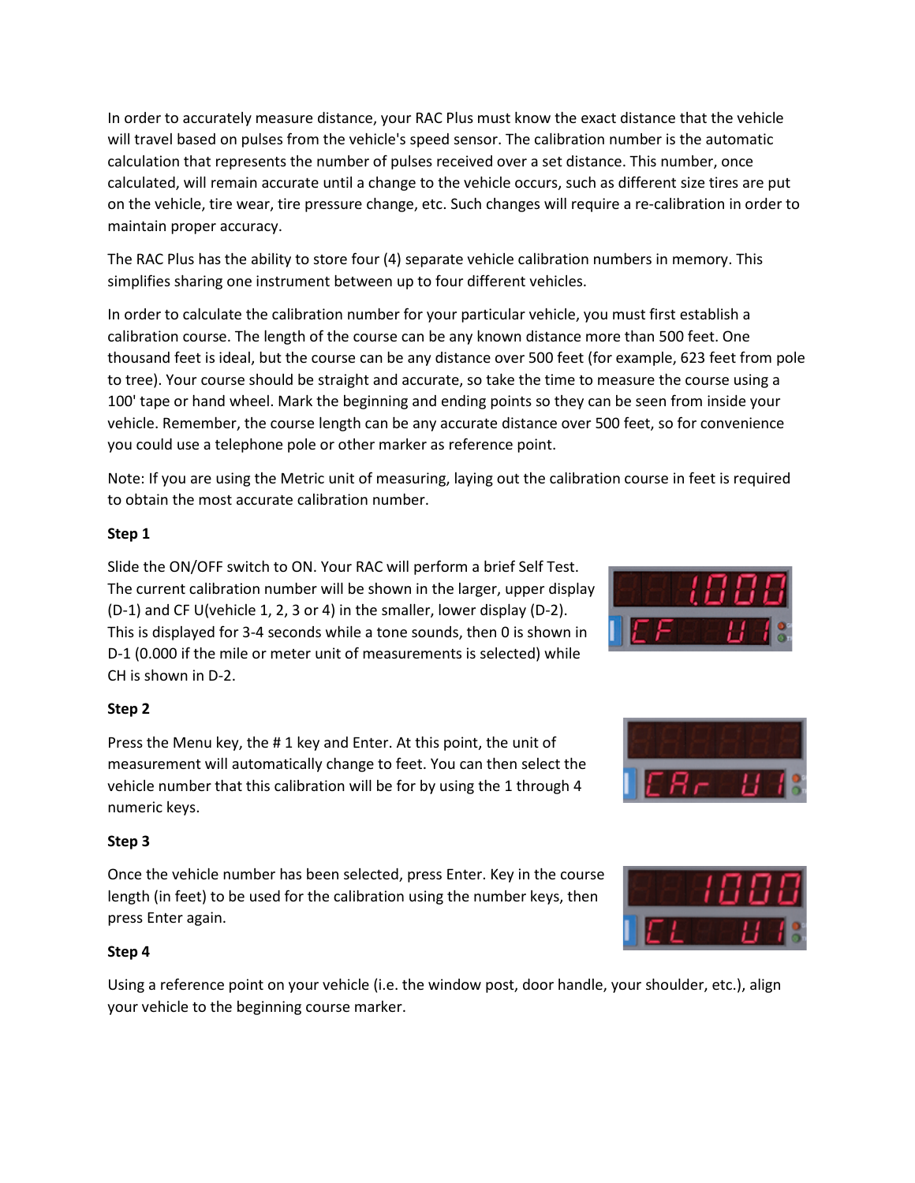In order to accurately measure distance, your RAC Plus must know the exact distance that the vehicle will travel based on pulses from the vehicle's speed sensor. The calibration number is the automatic calculation that represents the number of pulses received over a set distance. This number, once calculated, will remain accurate until a change to the vehicle occurs, such as different size tires are put on the vehicle, tire wear, tire pressure change, etc. Such changes will require a re-calibration in order to maintain proper accuracy.

The RAC Plus has the ability to store four (4) separate vehicle calibration numbers in memory. This simplifies sharing one instrument between up to four different vehicles.

In order to calculate the calibration number for your particular vehicle, you must first establish a calibration course. The length of the course can be any known distance more than 500 feet. One thousand feet is ideal, but the course can be any distance over 500 feet (for example, 623 feet from pole to tree). Your course should be straight and accurate, so take the time to measure the course using a 100' tape or hand wheel. Mark the beginning and ending points so they can be seen from inside your vehicle. Remember, the course length can be any accurate distance over 500 feet, so for convenience you could use a telephone pole or other marker as reference point.

Note: If you are using the Metric unit of measuring, laying out the calibration course in feet is required to obtain the most accurate calibration number.

**Step 1**

Slide the ON/OFF switch to ON. Your RAC will perform a brief Self Test. The current calibration number will be shown in the larger, upper display (D-1) and CF U(vehicle 1, 2, 3 or 4) in the smaller, lower display (D-2). This is displayed for 3-4 seconds while a tone sounds, then 0 is shown in D-1 (0.000 if the mile or meter unit of measurements is selected) while CH is shown in D-2.

**Step 2**

Press the Menu key, the # 1 key and Enter. At this point, the unit of measurement will automatically change to feet. You can then select the vehicle number that this calibration will be for by using the 1 through 4 numeric keys.

**Step 3**

Once the vehicle number has been selected, press Enter. Key in the course length (in feet) to be used for the calibration using the number keys, then press Enter again.

**Step 4**

Using a reference point on your vehicle (i.e. the window post, door handle, your shoulder, etc.), align your vehicle to the beginning course marker.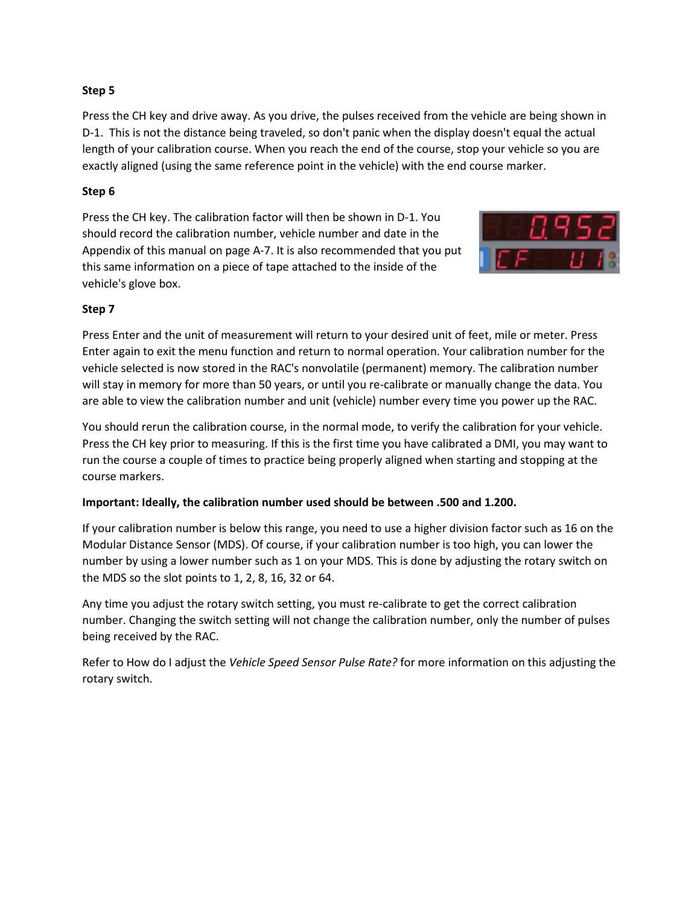### Step 5

Press the CH key and drive away. As you drive, the pulses received from the vehicle are being shown in D-1. This is not the distance being traveled, so don't panic when the display doesn't equal the actual length of your calibration course. When you reach the end of the course, stop your vehicle so you are exactly aligned (using the same reference point in the vehicle) with the end course marker.

### Step 6

Press the CH key. The calibration factor will then be shown in D-1. You should record the calibration number, vehicle number and date in the Appendix of this manual on page A-7. It is also recommended that you put this same information on a piece of tape attached to the inside of the vehicle's glove box.

### Step 7

Press Enter and the unit of measurement will return to your desired unit of feet, mile or meter. Press Enter again to exit the menu function and return to normal operation. Your calibration number for the vehicle selected is now stored in the RAC's nonvolatile (permanent) memory. The calibration number will stay in memory for more than 50 years, or until you re-calibrate or manually change the data. You are able to view the calibration number and unit (vehicle) number every time you power up the RAC.

You should rerun the calibration course, in the normal mode, to verify the calibration for your vehicle. Press the CH key prior to measuring. If this is the first time you have calibrated a DMI, you may want to run the course a couple of times to practice being properly aligned when starting and stopping at the course markers.

**Important: Ideally, the calibration number used should be between .500 and 1.200.**

If your calibration number is below this range, you need to use a higher division factor such as 16 on the Modular Distance Sensor (MDS). Of course, if your calibration number is too high, you can lower the number by using a lower number such as 1 on your MDS. This is done by adjusting the rotary switch on the MDS so the slot points to 1, 2, 8, 16, 32 or 64.

Any time you adjust the rotary switch setting, you must re-calibrate to get the correct calibration number. Changing the switch setting will not change the calibration number, only the number of pulses being received by the RAC.

Refer to How do I adjust the *Vehicle Speed Sensor Pulse Rate?* for more information on this adjusting the rotary switch.